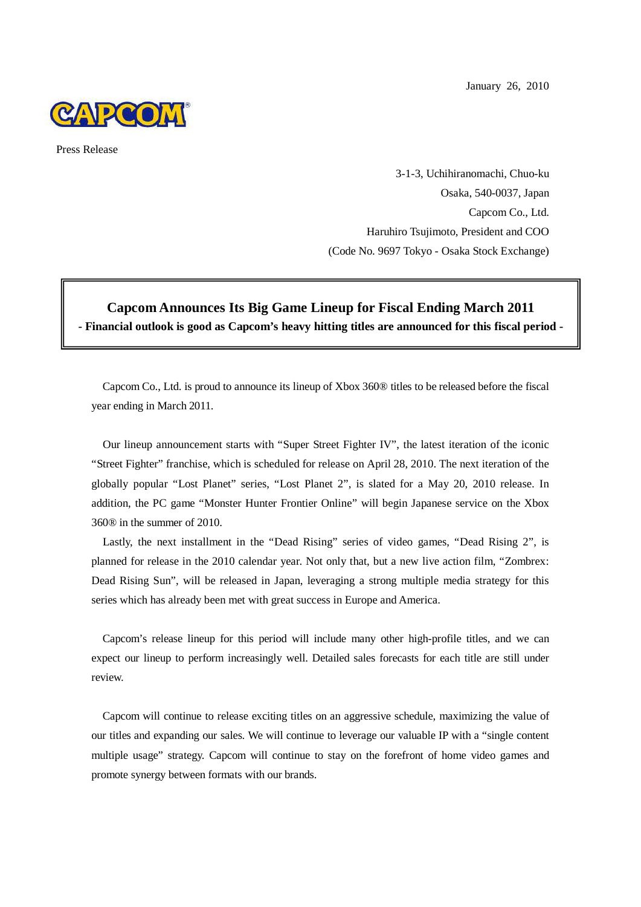January 26, 2010

CAPCOM®

Press Release

3-1-3, Uchihiranomachi, Chuo-ku
Osaka, 540-0037, Japan
Capcom Co., Ltd.
Haruhiro Tsujimoto, President and COO
(Code No. 9697 Tokyo - Osaka Stock Exchange)

# Capcom Announces Its Big Game Lineup for Fiscal Ending March 2011

**- Financial outlook is good as Capcom's heavy hitting titles are announced for this fiscal period -**

Capcom Co., Ltd. is proud to announce its lineup of Xbox 360® titles to be released before the fiscal year ending in March 2011.

Our lineup announcement starts with "Super Street Fighter IV", the latest iteration of the iconic "Street Fighter" franchise, which is scheduled for release on April 28, 2010. The next iteration of the globally popular "Lost Planet" series, "Lost Planet 2", is slated for a May 20, 2010 release. In addition, the PC game "Monster Hunter Frontier Online" will begin Japanese service on the Xbox 360® in the summer of 2010.

Lastly, the next installment in the "Dead Rising" series of video games, "Dead Rising 2", is planned for release in the 2010 calendar year. Not only that, but a new live action film, "Zombrex: Dead Rising Sun", will be released in Japan, leveraging a strong multiple media strategy for this series which has already been met with great success in Europe and America.

Capcom's release lineup for this period will include many other high-profile titles, and we can expect our lineup to perform increasingly well. Detailed sales forecasts for each title are still under review.

Capcom will continue to release exciting titles on an aggressive schedule, maximizing the value of our titles and expanding our sales. We will continue to leverage our valuable IP with a "single content multiple usage" strategy. Capcom will continue to stay on the forefront of home video games and promote synergy between formats with our brands.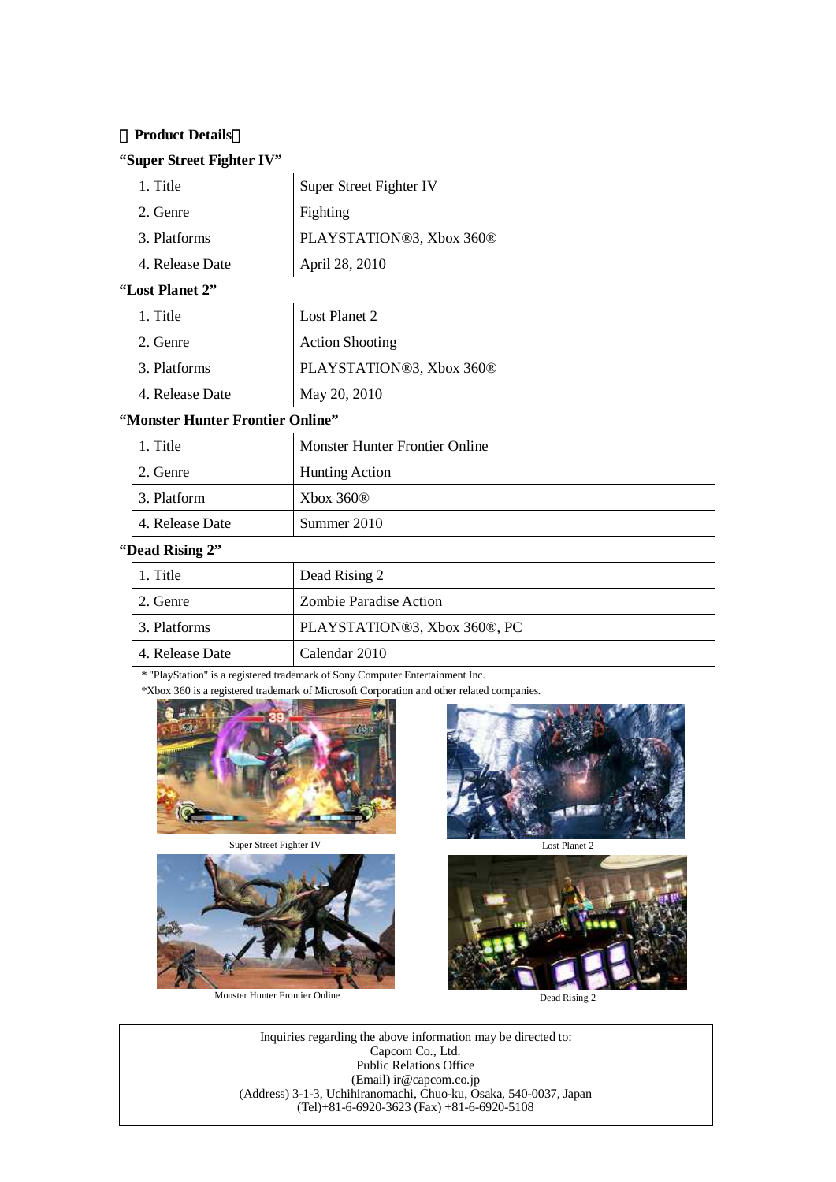**【Product Details】**

**"Super Street Fighter IV"**

| | |
|---|---|
| 1. Title | Super Street Fighter IV |
| 2. Genre | Fighting |
| 3. Platforms | PLAYSTATION®3, Xbox 360® |
| 4. Release Date | April 28, 2010 |

**"Lost Planet 2"**

| | |
|---|---|
| 1. Title | Lost Planet 2 |
| 2. Genre | Action Shooting |
| 3. Platforms | PLAYSTATION®3, Xbox 360® |
| 4. Release Date | May 20, 2010 |

**"Monster Hunter Frontier Online"**

| | |
|---|---|
| 1. Title | Monster Hunter Frontier Online |
| 2. Genre | Hunting Action |
| 3. Platform | Xbox 360® |
| 4. Release Date | Summer 2010 |

**"Dead Rising 2"**

| | |
|---|---|
| 1. Title | Dead Rising 2 |
| 2. Genre | Zombie Paradise Action |
| 3. Platforms | PLAYSTATION®3, Xbox 360®, PC |
| 4. Release Date | Calendar 2010 |

\* "PlayStation" is a registered trademark of Sony Computer Entertainment Inc.

*Xbox 360 is a registered trademark of Microsoft Corporation and other related companies.

Super Street Fighter IV

Lost Planet 2

Monster Hunter Frontier Online

Dead Rising 2

Inquiries regarding the above information may be directed to:
Capcom Co., Ltd.
Public Relations Office
(Email) ir@capcom.co.jp
(Address) 3-1-3, Uchihiranomachi, Chuo-ku, Osaka, 540-0037, Japan
(Tel)+81-6-6920-3623 (Fax) +81-6-6920-5108